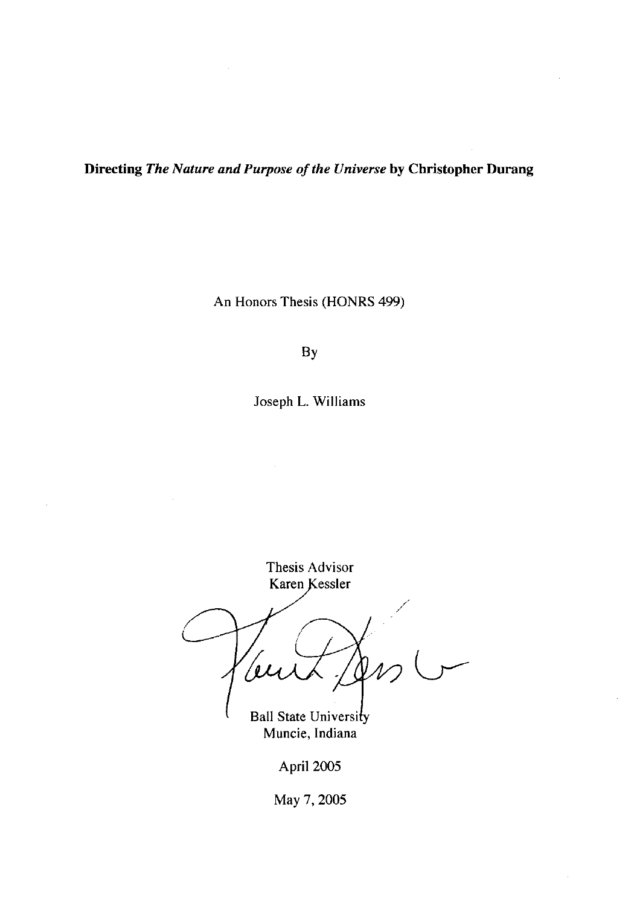**Directing *The Nature and Purpose of the Universe* by Christopher Durang**

An Honors Thesis (HONRS 499)

By

Joseph L. Williams

Thesis Advisor
Karen Kessler

Ball State University
Muncie, Indiana

April 2005

May 7, 2005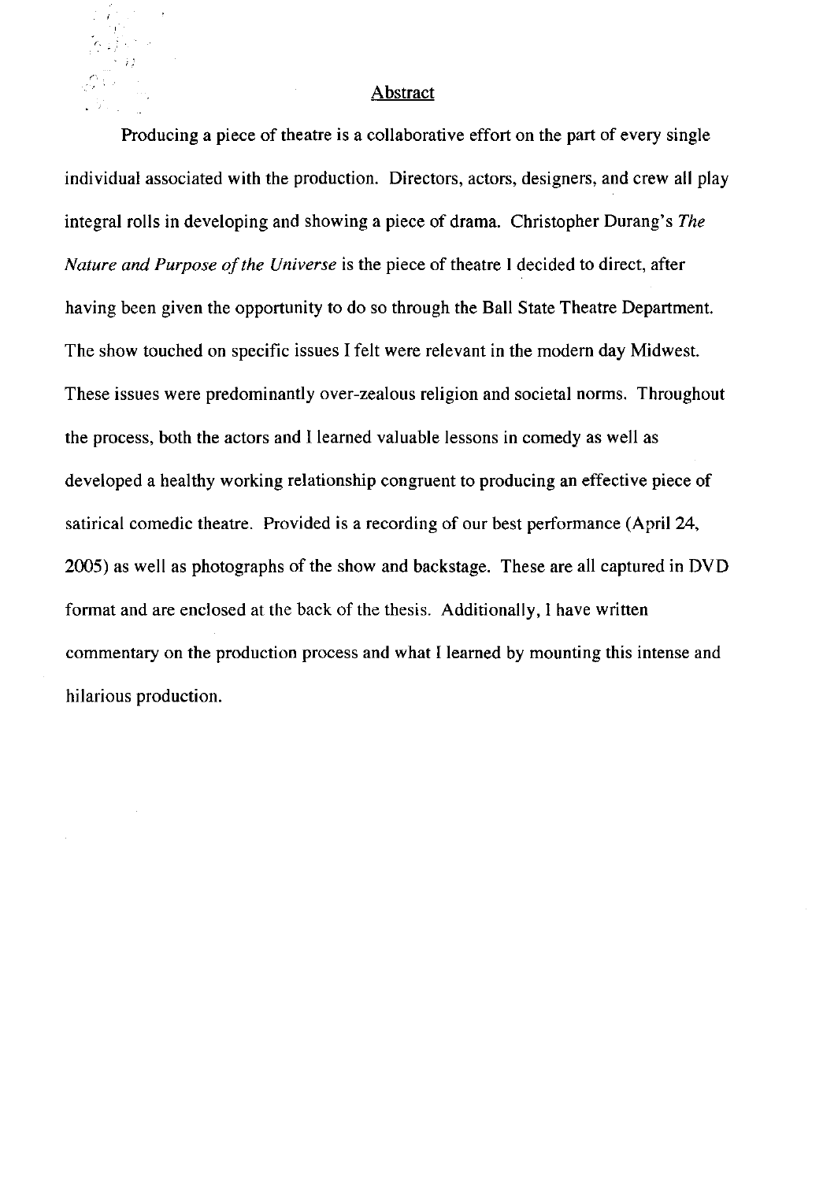## Abstract

Producing a piece of theatre is a collaborative effort on the part of every single individual associated with the production. Directors, actors, designers, and crew all play integral rolls in developing and showing a piece of drama. Christopher Durang's *The Nature and Purpose of the Universe* is the piece of theatre I decided to direct, after having been given the opportunity to do so through the Ball State Theatre Department. The show touched on specific issues I felt were relevant in the modern day Midwest. These issues were predominantly over-zealous religion and societal norms. Throughout the process, both the actors and I learned valuable lessons in comedy as well as developed a healthy working relationship congruent to producing an effective piece of satirical comedic theatre. Provided is a recording of our best performance (April 24, 2005) as well as photographs of the show and backstage. These are all captured in DVD format and are enclosed at the back of the thesis. Additionally, I have written commentary on the production process and what I learned by mounting this intense and hilarious production.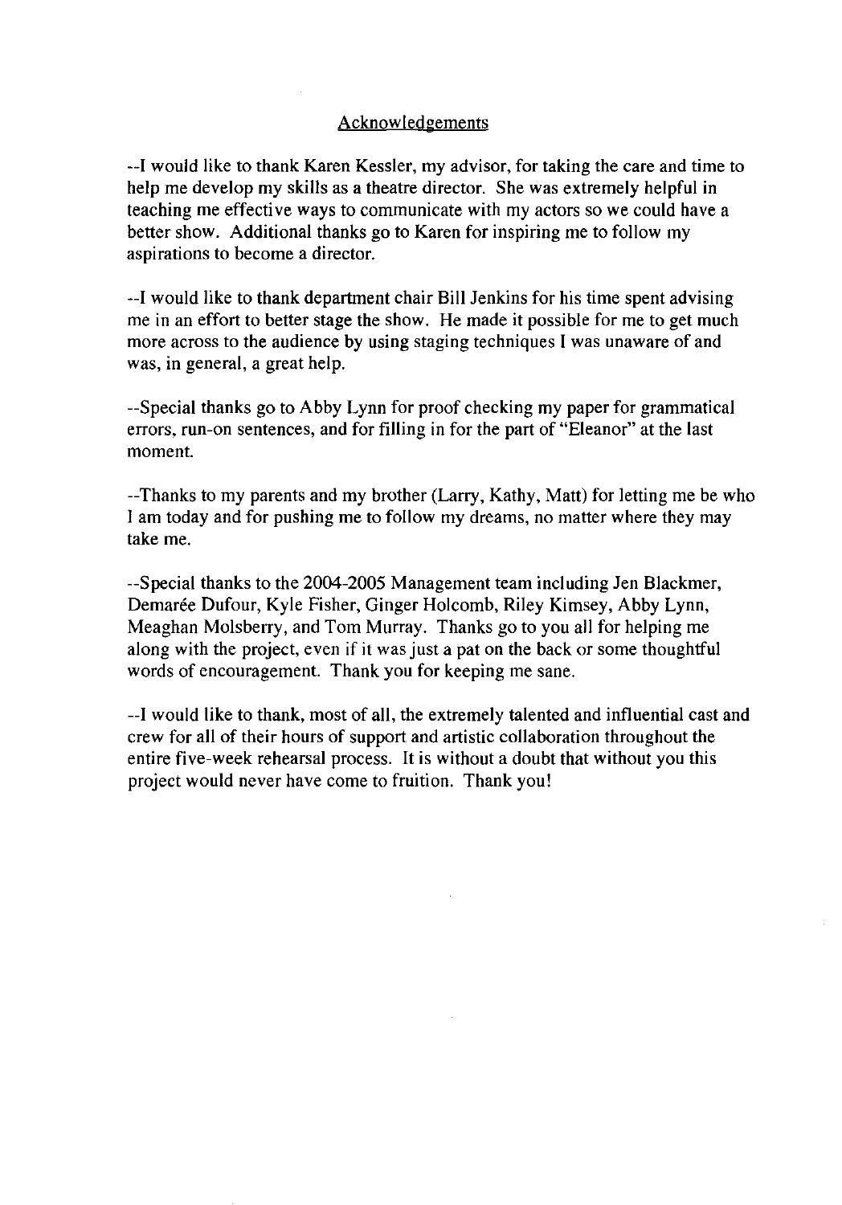## Acknowledgements

--I would like to thank Karen Kessler, my advisor, for taking the care and time to help me develop my skills as a theatre director. She was extremely helpful in teaching me effective ways to communicate with my actors so we could have a better show. Additional thanks go to Karen for inspiring me to follow my aspirations to become a director.

--I would like to thank department chair Bill Jenkins for his time spent advising me in an effort to better stage the show. He made it possible for me to get much more across to the audience by using staging techniques I was unaware of and was, in general, a great help.

--Special thanks go to Abby Lynn for proof checking my paper for grammatical errors, run-on sentences, and for filling in for the part of "Eleanor" at the last moment.

--Thanks to my parents and my brother (Larry, Kathy, Matt) for letting me be who I am today and for pushing me to follow my dreams, no matter where they may take me.

--Special thanks to the 2004-2005 Management team including Jen Blackmer, Demarée Dufour, Kyle Fisher, Ginger Holcomb, Riley Kimsey, Abby Lynn, Meaghan Molsberry, and Tom Murray. Thanks go to you all for helping me along with the project, even if it was just a pat on the back or some thoughtful words of encouragement. Thank you for keeping me sane.

--I would like to thank, most of all, the extremely talented and influential cast and crew for all of their hours of support and artistic collaboration throughout the entire five-week rehearsal process. It is without a doubt that without you this project would never have come to fruition. Thank you!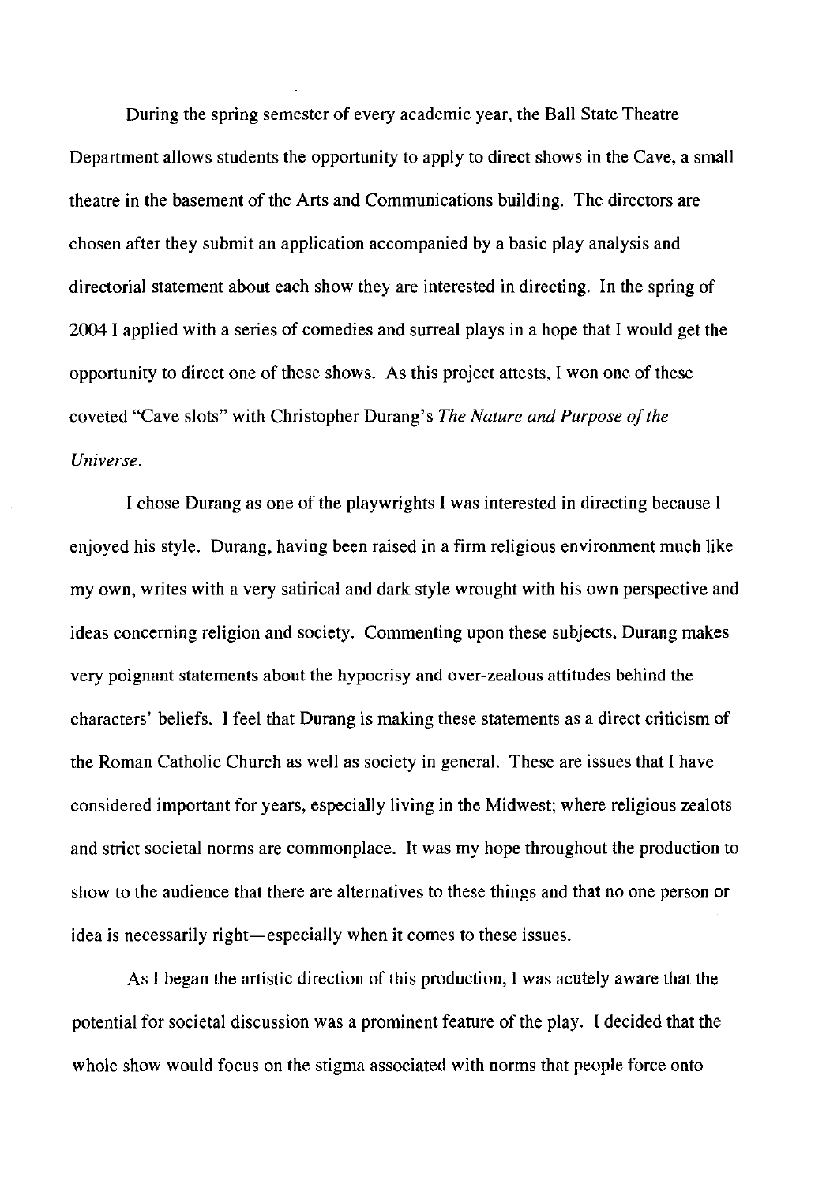During the spring semester of every academic year, the Ball State Theatre Department allows students the opportunity to apply to direct shows in the Cave, a small theatre in the basement of the Arts and Communications building. The directors are chosen after they submit an application accompanied by a basic play analysis and directorial statement about each show they are interested in directing. In the spring of 2004 I applied with a series of comedies and surreal plays in a hope that I would get the opportunity to direct one of these shows. As this project attests, I won one of these coveted "Cave slots" with Christopher Durang's *The Nature and Purpose of the Universe.*

I chose Durang as one of the playwrights I was interested in directing because I enjoyed his style. Durang, having been raised in a firm religious environment much like my own, writes with a very satirical and dark style wrought with his own perspective and ideas concerning religion and society. Commenting upon these subjects, Durang makes very poignant statements about the hypocrisy and over-zealous attitudes behind the characters' beliefs. I feel that Durang is making these statements as a direct criticism of the Roman Catholic Church as well as society in general. These are issues that I have considered important for years, especially living in the Midwest; where religious zealots and strict societal norms are commonplace. It was my hope throughout the production to show to the audience that there are alternatives to these things and that no one person or idea is necessarily right—especially when it comes to these issues.

As I began the artistic direction of this production, I was acutely aware that the potential for societal discussion was a prominent feature of the play. I decided that the whole show would focus on the stigma associated with norms that people force onto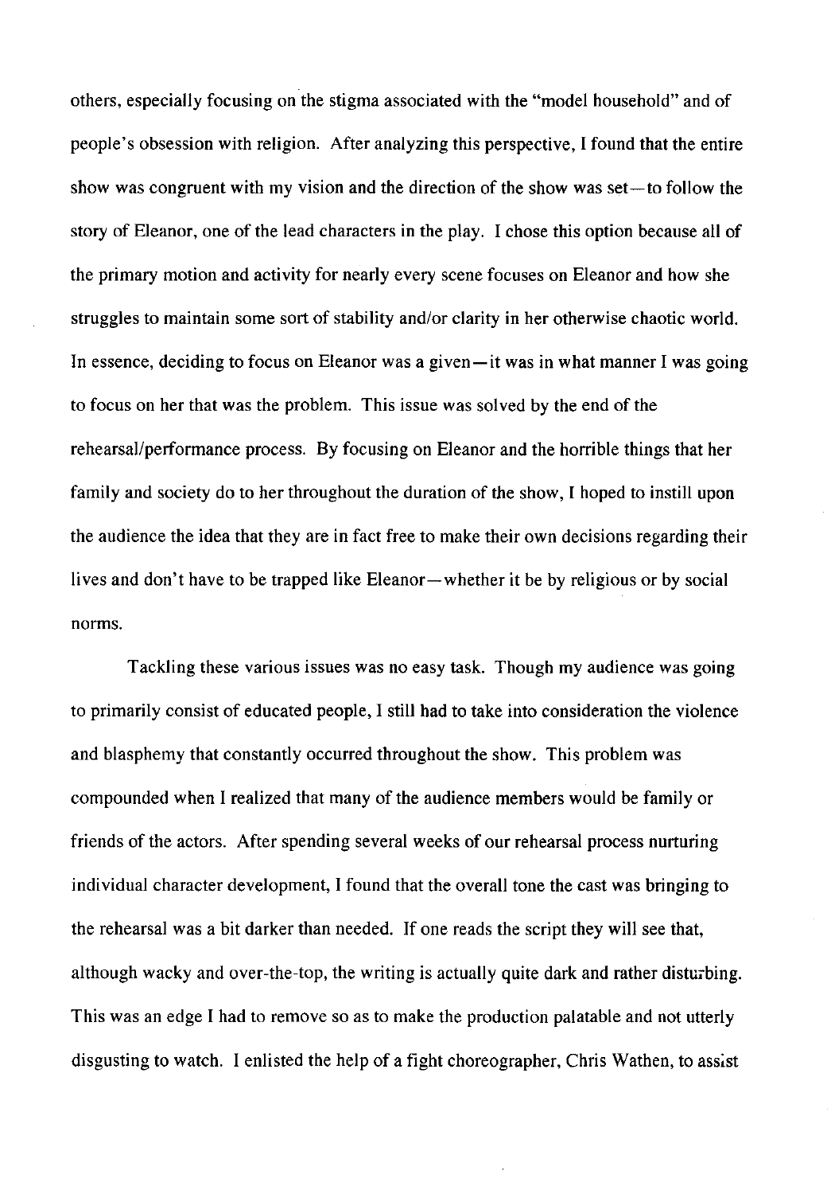others, especially focusing on the stigma associated with the "model household" and of people's obsession with religion. After analyzing this perspective, I found that the entire show was congruent with my vision and the direction of the show was set—to follow the story of Eleanor, one of the lead characters in the play. I chose this option because all of the primary motion and activity for nearly every scene focuses on Eleanor and how she struggles to maintain some sort of stability and/or clarity in her otherwise chaotic world. In essence, deciding to focus on Eleanor was a given—it was in what manner I was going to focus on her that was the problem. This issue was solved by the end of the rehearsal/performance process. By focusing on Eleanor and the horrible things that her family and society do to her throughout the duration of the show, I hoped to instill upon the audience the idea that they are in fact free to make their own decisions regarding their lives and don't have to be trapped like Eleanor—whether it be by religious or by social norms.

Tackling these various issues was no easy task. Though my audience was going to primarily consist of educated people, I still had to take into consideration the violence and blasphemy that constantly occurred throughout the show. This problem was compounded when I realized that many of the audience members would be family or friends of the actors. After spending several weeks of our rehearsal process nurturing individual character development, I found that the overall tone the cast was bringing to the rehearsal was a bit darker than needed. If one reads the script they will see that, although wacky and over-the-top, the writing is actually quite dark and rather disturbing. This was an edge I had to remove so as to make the production palatable and not utterly disgusting to watch. I enlisted the help of a fight choreographer, Chris Wathen, to assist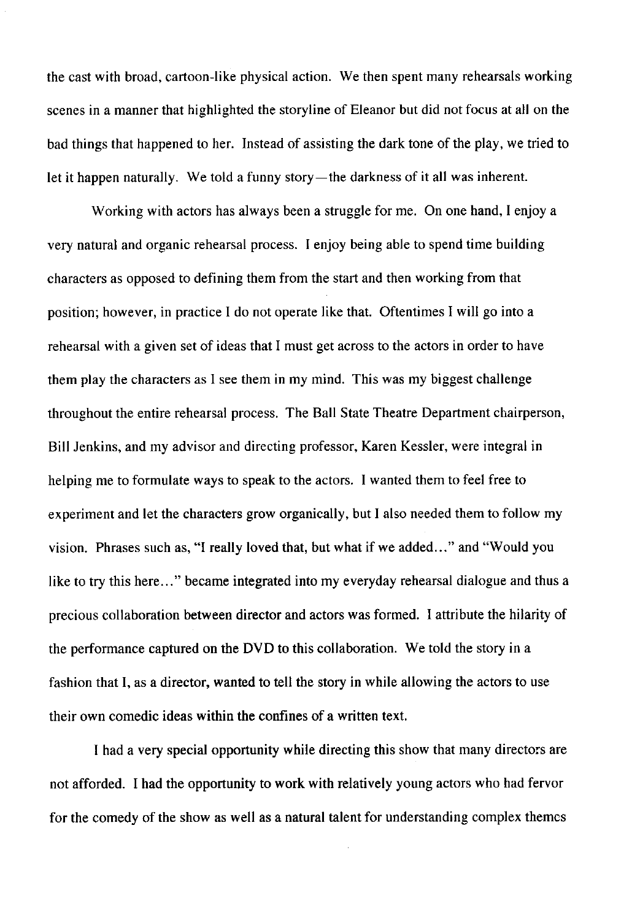the cast with broad, cartoon-like physical action. We then spent many rehearsals working scenes in a manner that highlighted the storyline of Eleanor but did not focus at all on the bad things that happened to her. Instead of assisting the dark tone of the play, we tried to let it happen naturally. We told a funny story—the darkness of it all was inherent.

Working with actors has always been a struggle for me. On one hand, I enjoy a very natural and organic rehearsal process. I enjoy being able to spend time building characters as opposed to defining them from the start and then working from that position; however, in practice I do not operate like that. Oftentimes I will go into a rehearsal with a given set of ideas that I must get across to the actors in order to have them play the characters as I see them in my mind. This was my biggest challenge throughout the entire rehearsal process. The Ball State Theatre Department chairperson, Bill Jenkins, and my advisor and directing professor, Karen Kessler, were integral in helping me to formulate ways to speak to the actors. I wanted them to feel free to experiment and let the characters grow organically, but I also needed them to follow my vision. Phrases such as, "I really loved that, but what if we added…" and "Would you like to try this here…" became integrated into my everyday rehearsal dialogue and thus a precious collaboration between director and actors was formed. I attribute the hilarity of the performance captured on the DVD to this collaboration. We told the story in a fashion that I, as a director, wanted to tell the story in while allowing the actors to use their own comedic ideas within the confines of a written text.

I had a very special opportunity while directing this show that many directors are not afforded. I had the opportunity to work with relatively young actors who had fervor for the comedy of the show as well as a natural talent for understanding complex themes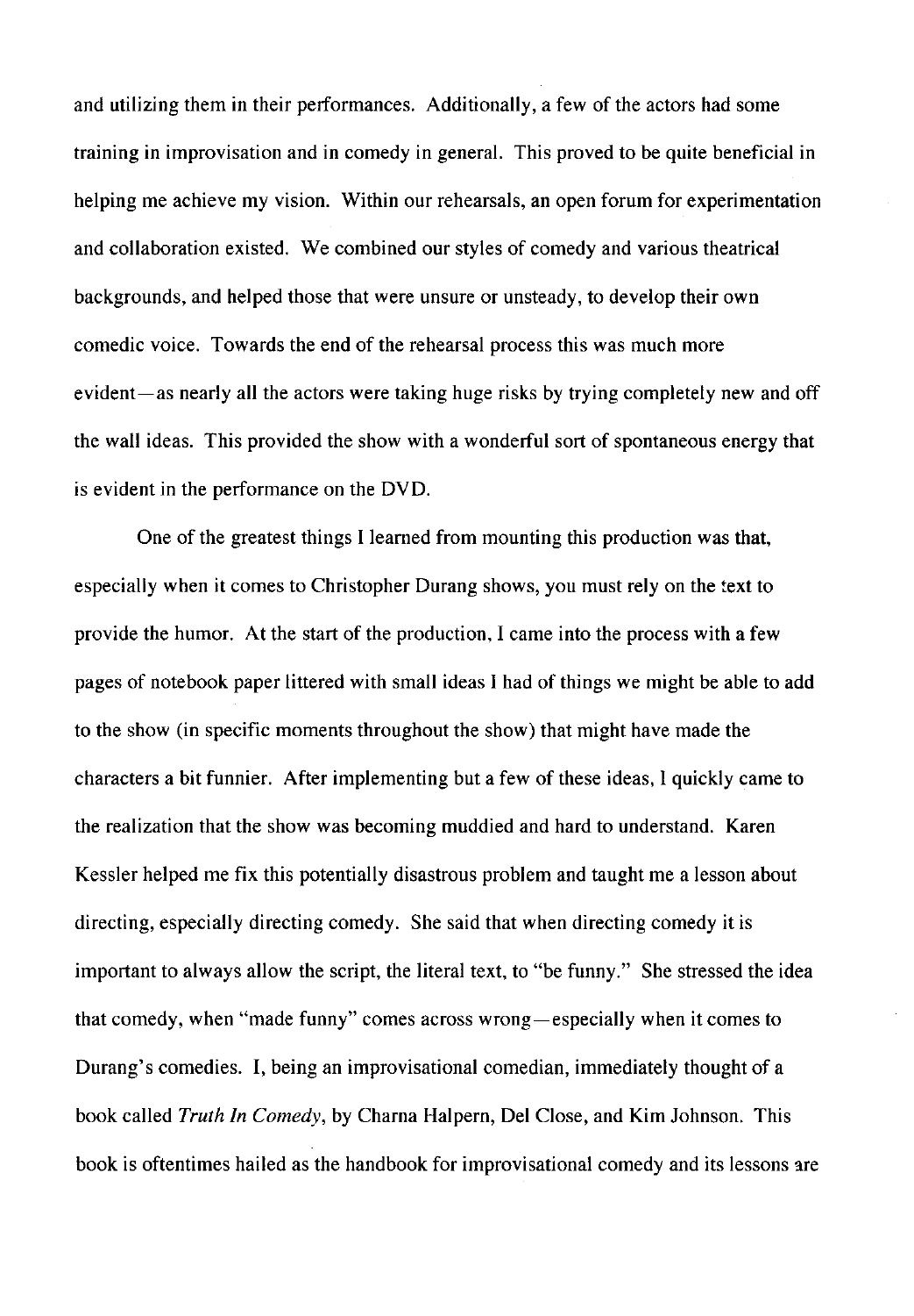and utilizing them in their performances. Additionally, a few of the actors had some training in improvisation and in comedy in general. This proved to be quite beneficial in helping me achieve my vision. Within our rehearsals, an open forum for experimentation and collaboration existed. We combined our styles of comedy and various theatrical backgrounds, and helped those that were unsure or unsteady, to develop their own comedic voice. Towards the end of the rehearsal process this was much more evident—as nearly all the actors were taking huge risks by trying completely new and off the wall ideas. This provided the show with a wonderful sort of spontaneous energy that is evident in the performance on the DVD.

One of the greatest things I learned from mounting this production was that, especially when it comes to Christopher Durang shows, you must rely on the text to provide the humor. At the start of the production, I came into the process with a few pages of notebook paper littered with small ideas I had of things we might be able to add to the show (in specific moments throughout the show) that might have made the characters a bit funnier. After implementing but a few of these ideas, I quickly came to the realization that the show was becoming muddied and hard to understand. Karen Kessler helped me fix this potentially disastrous problem and taught me a lesson about directing, especially directing comedy. She said that when directing comedy it is important to always allow the script, the literal text, to "be funny." She stressed the idea that comedy, when "made funny" comes across wrong—especially when it comes to Durang's comedies. I, being an improvisational comedian, immediately thought of a book called *Truth In Comedy*, by Charna Halpern, Del Close, and Kim Johnson. This book is oftentimes hailed as the handbook for improvisational comedy and its lessons are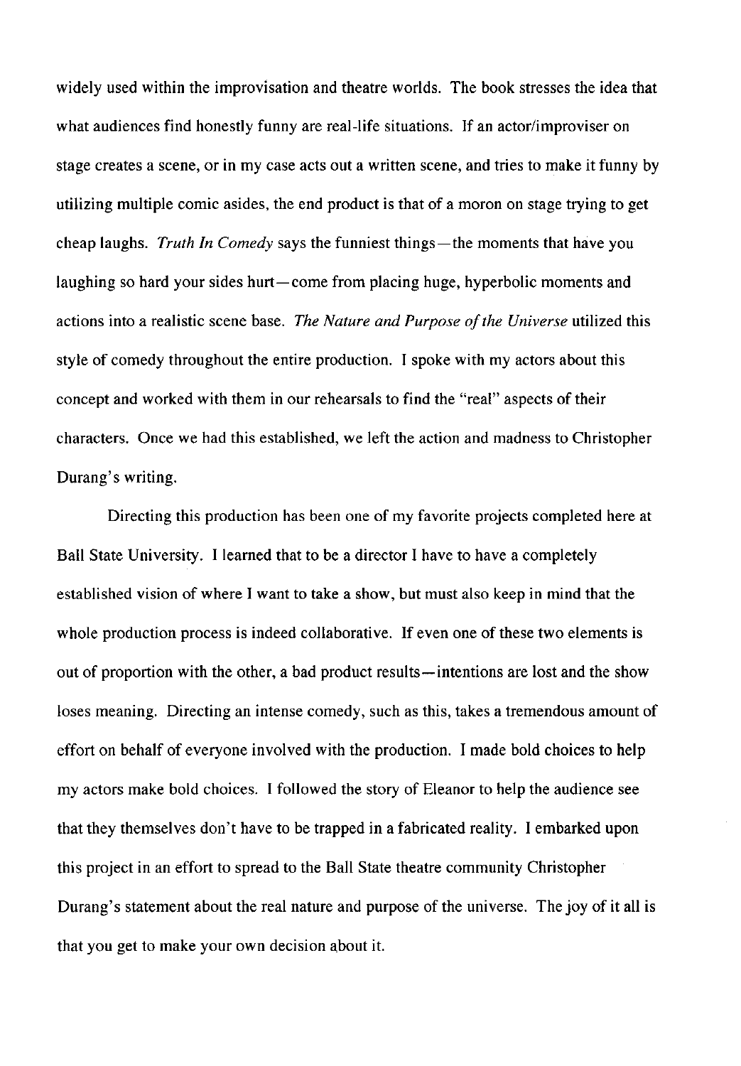widely used within the improvisation and theatre worlds. The book stresses the idea that what audiences find honestly funny are real-life situations. If an actor/improviser on stage creates a scene, or in my case acts out a written scene, and tries to make it funny by utilizing multiple comic asides, the end product is that of a moron on stage trying to get cheap laughs. *Truth In Comedy* says the funniest things—the moments that have you laughing so hard your sides hurt—come from placing huge, hyperbolic moments and actions into a realistic scene base. *The Nature and Purpose of the Universe* utilized this style of comedy throughout the entire production. I spoke with my actors about this concept and worked with them in our rehearsals to find the "real" aspects of their characters. Once we had this established, we left the action and madness to Christopher Durang's writing.

Directing this production has been one of my favorite projects completed here at Ball State University. I learned that to be a director I have to have a completely established vision of where I want to take a show, but must also keep in mind that the whole production process is indeed collaborative. If even one of these two elements is out of proportion with the other, a bad product results—intentions are lost and the show loses meaning. Directing an intense comedy, such as this, takes a tremendous amount of effort on behalf of everyone involved with the production. I made bold choices to help my actors make bold choices. I followed the story of Eleanor to help the audience see that they themselves don't have to be trapped in a fabricated reality. I embarked upon this project in an effort to spread to the Ball State theatre community Christopher Durang's statement about the real nature and purpose of the universe. The joy of it all is that you get to make your own decision about it.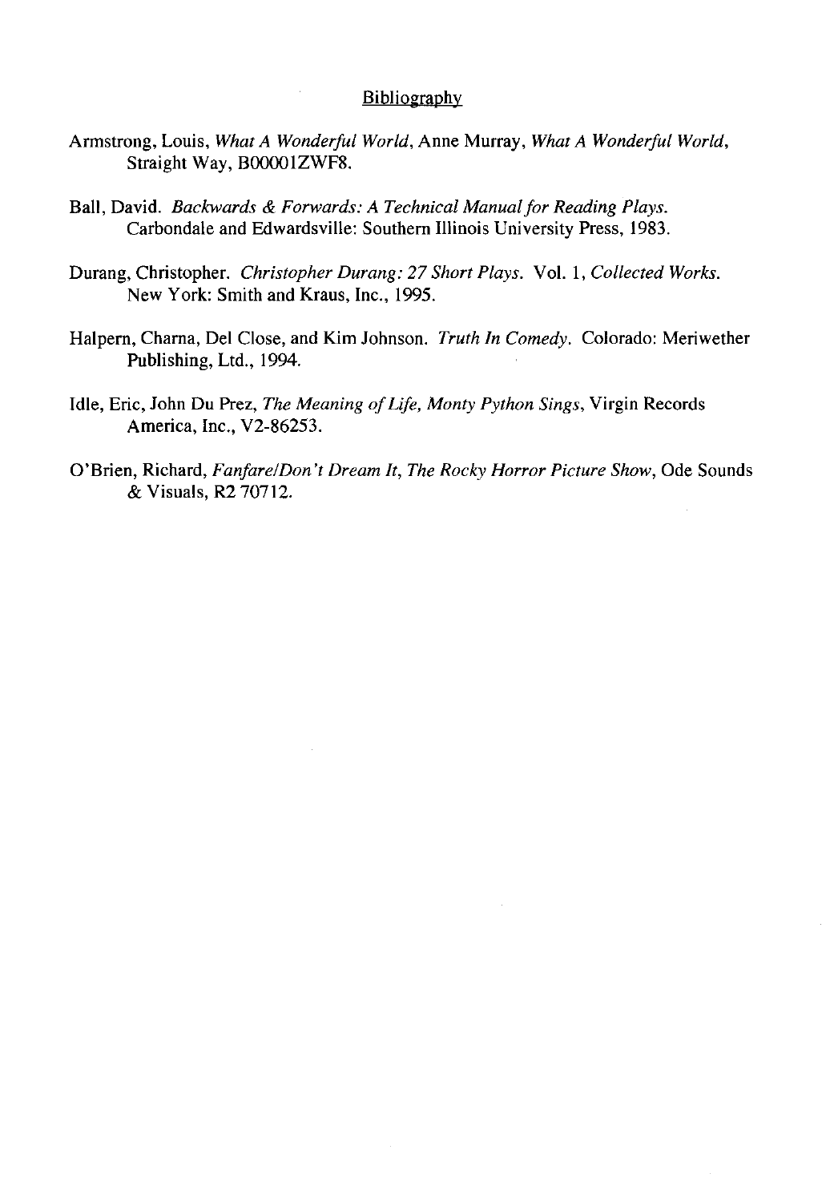## Bibliography

Armstrong, Louis, *What A Wonderful World*, Anne Murray, *What A Wonderful World*, Straight Way, B00001ZWF8.

Ball, David. *Backwards & Forwards: A Technical Manual for Reading Plays.* Carbondale and Edwardsville: Southern Illinois University Press, 1983.

Durang, Christopher. *Christopher Durang: 27 Short Plays.* Vol. 1, *Collected Works.* New York: Smith and Kraus, Inc., 1995.

Halpern, Charna, Del Close, and Kim Johnson. *Truth In Comedy.* Colorado: Meriwether Publishing, Ltd., 1994.

Idle, Eric, John Du Prez, *The Meaning of Life*, *Monty Python Sings*, Virgin Records America, Inc., V2-86253.

O'Brien, Richard, *Fanfare/Don't Dream It*, *The Rocky Horror Picture Show*, Ode Sounds & Visuals, R2 70712.